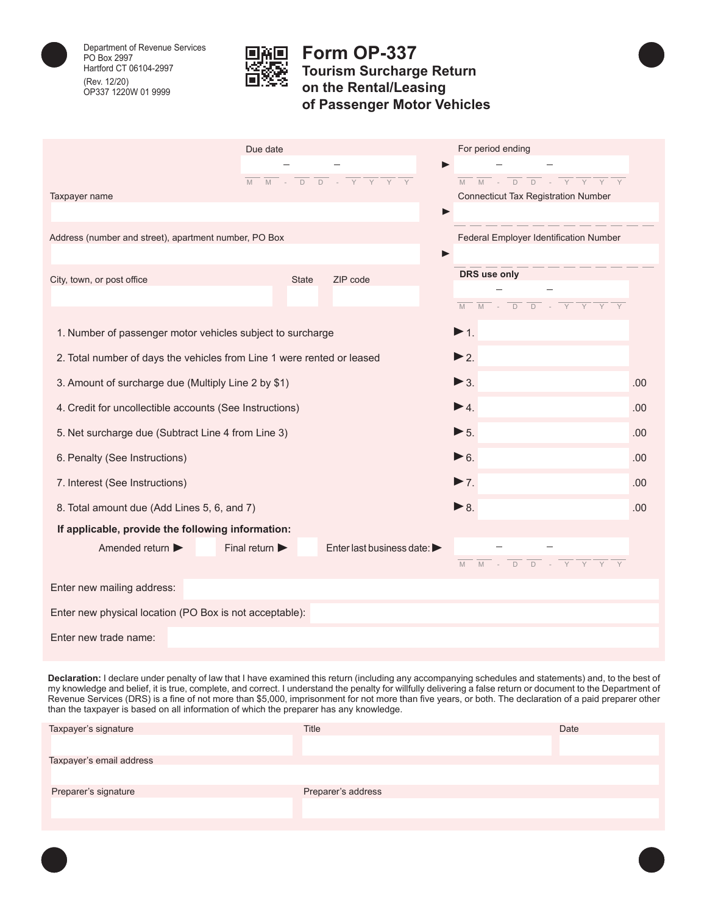Department of Revenue Services
PO Box 2997
Hartford CT 06104-2997

(Rev. 12/20)
OP337 1220W 01 9999

# Form OP-337

## Tourism Surcharge Return on the Rental/Leasing of Passenger Motor Vehicles

Due date: MM - DD - YYYY

For period ending: MM - DD - YYYY

Taxpayer name

Connecticut Tax Registration Number

Address (number and street), apartment number, PO Box

Federal Employer Identification Number

City, town, or post office | State | ZIP code

**DRS use only** MM - DD - YYYY

| | | |
|---|---|---|
| 1. Number of passenger motor vehicles subject to surcharge | 1. | |
| 2. Total number of days the vehicles from Line 1 were rented or leased | 2. | |
| 3. Amount of surcharge due (Multiply Line 2 by $1) | 3. | .00 |
| 4. Credit for uncollectible accounts (See Instructions) | 4. | .00 |
| 5. Net surcharge due (Subtract Line 4 from Line 3) | 5. | .00 |
| 6. Penalty (See Instructions) | 6. | .00 |
| 7. Interest (See Instructions) | 7. | .00 |
| 8. Total amount due (Add Lines 5, 6, and 7) | 8. | .00 |

**If applicable, provide the following information:**

Amended return ▶ ☐ Final return ▶ ☐ Enter last business date: ▶ MM - DD - YYYY

Enter new mailing address:

Enter new physical location (PO Box is not acceptable):

Enter new trade name:

**Declaration:** I declare under penalty of law that I have examined this return (including any accompanying schedules and statements) and, to the best of my knowledge and belief, it is true, complete, and correct. I understand the penalty for willfully delivering a false return or document to the Department of Revenue Services (DRS) is a fine of not more than $5,000, imprisonment for not more than five years, or both. The declaration of a paid preparer other than the taxpayer is based on all information of which the preparer has any knowledge.

Taxpayer's signature | Title | Date

Taxpayer's email address

Preparer's signature | Preparer's address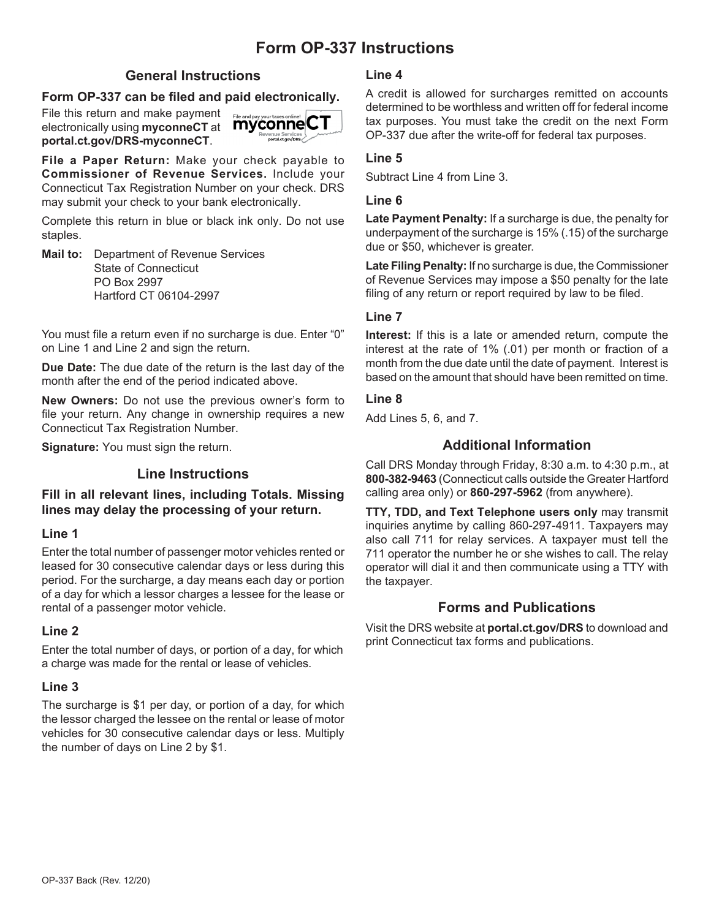# Form OP-337 Instructions

## General Instructions

### Form OP-337 can be filed and paid electronically.

File this return and make payment electronically using **myconneCT** at **portal.ct.gov/DRS-myconneCT**.

**File a Paper Return:** Make your check payable to **Commissioner of Revenue Services.** Include your Connecticut Tax Registration Number on your check. DRS may submit your check to your bank electronically.

Complete this return in blue or black ink only. Do not use staples.

**Mail to:** Department of Revenue Services
State of Connecticut
PO Box 2997
Hartford CT 06104-2997

You must file a return even if no surcharge is due. Enter "0" on Line 1 and Line 2 and sign the return.

**Due Date:** The due date of the return is the last day of the month after the end of the period indicated above.

**New Owners:** Do not use the previous owner's form to file your return. Any change in ownership requires a new Connecticut Tax Registration Number.

**Signature:** You must sign the return.

## Line Instructions

### Fill in all relevant lines, including Totals. Missing lines may delay the processing of your return.

### Line 1

Enter the total number of passenger motor vehicles rented or leased for 30 consecutive calendar days or less during this period. For the surcharge, a day means each day or portion of a day for which a lessor charges a lessee for the lease or rental of a passenger motor vehicle.

### Line 2

Enter the total number of days, or portion of a day, for which a charge was made for the rental or lease of vehicles.

### Line 3

The surcharge is $1 per day, or portion of a day, for which the lessor charged the lessee on the rental or lease of motor vehicles for 30 consecutive calendar days or less. Multiply the number of days on Line 2 by $1.

### Line 4

A credit is allowed for surcharges remitted on accounts determined to be worthless and written off for federal income tax purposes. You must take the credit on the next Form OP-337 due after the write-off for federal tax purposes.

### Line 5

Subtract Line 4 from Line 3.

### Line 6

**Late Payment Penalty:** If a surcharge is due, the penalty for underpayment of the surcharge is 15% (.15) of the surcharge due or $50, whichever is greater.

**Late Filing Penalty:** If no surcharge is due, the Commissioner of Revenue Services may impose a $50 penalty for the late filing of any return or report required by law to be filed.

### Line 7

**Interest:** If this is a late or amended return, compute the interest at the rate of 1% (.01) per month or fraction of a month from the due date until the date of payment. Interest is based on the amount that should have been remitted on time.

### Line 8

Add Lines 5, 6, and 7.

## Additional Information

Call DRS Monday through Friday, 8:30 a.m. to 4:30 p.m., at **800-382-9463** (Connecticut calls outside the Greater Hartford calling area only) or **860-297-5962** (from anywhere).

**TTY, TDD, and Text Telephone users only** may transmit inquiries anytime by calling 860-297-4911. Taxpayers may also call 711 for relay services. A taxpayer must tell the 711 operator the number he or she wishes to call. The relay operator will dial it and then communicate using a TTY with the taxpayer.

## Forms and Publications

Visit the DRS website at **portal.ct.gov/DRS** to download and print Connecticut tax forms and publications.

OP-337 Back (Rev. 12/20)